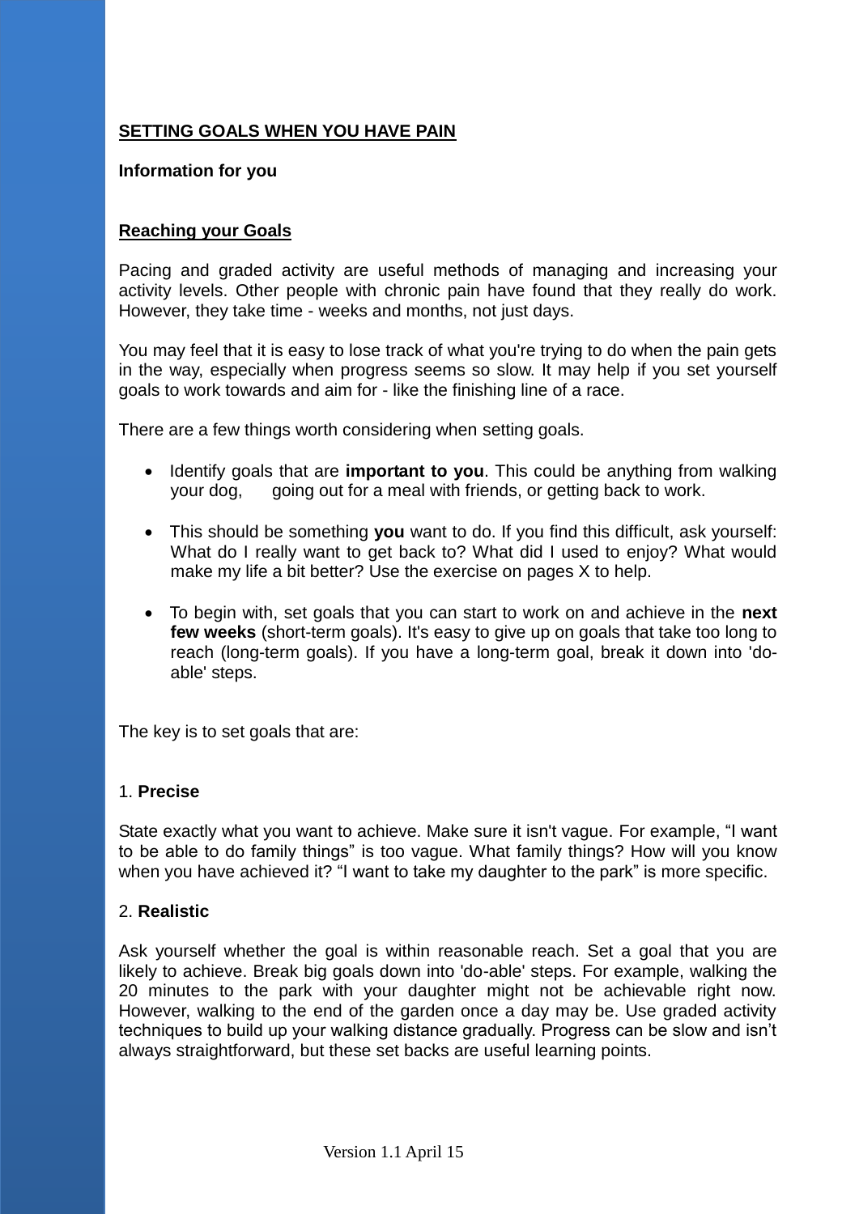# SETTING GOALS WHEN YOU HAVE PAIN

**Information for you**

## Reaching your Goals

Pacing and graded activity are useful methods of managing and increasing your activity levels. Other people with chronic pain have found that they really do work. However, they take time - weeks and months, not just days.

You may feel that it is easy to lose track of what you're trying to do when the pain gets in the way, especially when progress seems so slow. It may help if you set yourself goals to work towards and aim for - like the finishing line of a race.

There are a few things worth considering when setting goals.

- Identify goals that are **important to you**. This could be anything from walking your dog, going out for a meal with friends, or getting back to work.

- This should be something **you** want to do. If you find this difficult, ask yourself: What do I really want to get back to? What did I used to enjoy? What would make my life a bit better? Use the exercise on pages X to help.

- To begin with, set goals that you can start to work on and achieve in the **next few weeks** (short-term goals). It's easy to give up on goals that take too long to reach (long-term goals). If you have a long-term goal, break it down into 'do-able' steps.

The key is to set goals that are:

1. **Precise**

State exactly what you want to achieve. Make sure it isn't vague. For example, “I want to be able to do family things” is too vague. What family things? How will you know when you have achieved it? “I want to take my daughter to the park” is more specific.

2. **Realistic**

Ask yourself whether the goal is within reasonable reach. Set a goal that you are likely to achieve. Break big goals down into 'do-able' steps. For example, walking the 20 minutes to the park with your daughter might not be achievable right now. However, walking to the end of the garden once a day may be. Use graded activity techniques to build up your walking distance gradually. Progress can be slow and isn’t always straightforward, but these set backs are useful learning points.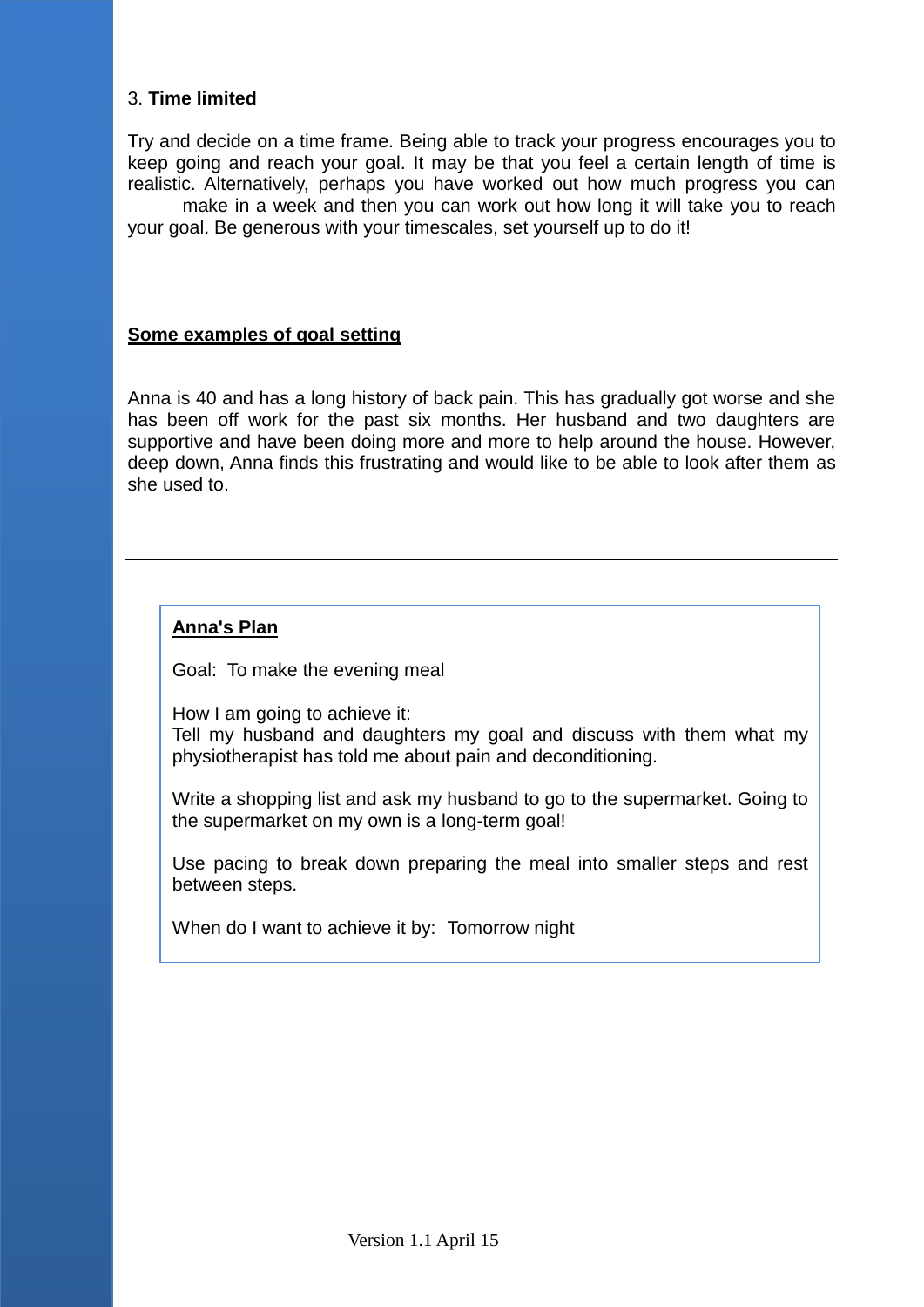3. **Time limited**

Try and decide on a time frame. Being able to track your progress encourages you to keep going and reach your goal. It may be that you feel a certain length of time is realistic. Alternatively, perhaps you have worked out how much progress you can make in a week and then you can work out how long it will take you to reach your goal. Be generous with your timescales, set yourself up to do it!

## Some examples of goal setting

Anna is 40 and has a long history of back pain. This has gradually got worse and she has been off work for the past six months. Her husband and two daughters are supportive and have been doing more and more to help around the house. However, deep down, Anna finds this frustrating and would like to be able to look after them as she used to.

---

### Anna's Plan

Goal: To make the evening meal

How I am going to achieve it:
Tell my husband and daughters my goal and discuss with them what my physiotherapist has told me about pain and deconditioning.

Write a shopping list and ask my husband to go to the supermarket. Going to the supermarket on my own is a long-term goal!

Use pacing to break down preparing the meal into smaller steps and rest between steps.

When do I want to achieve it by: Tomorrow night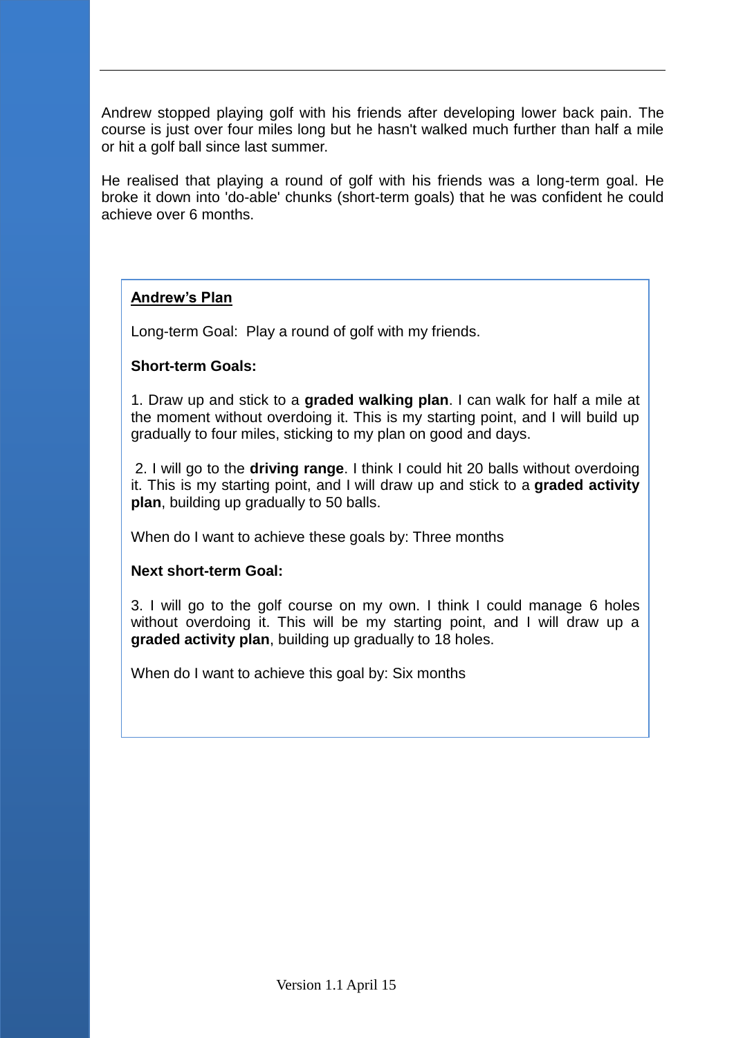Andrew stopped playing golf with his friends after developing lower back pain. The course is just over four miles long but he hasn't walked much further than half a mile or hit a golf ball since last summer.

He realised that playing a round of golf with his friends was a long-term goal. He broke it down into 'do-able' chunks (short-term goals) that he was confident he could achieve over 6 months.

**<u>Andrew's Plan</u>**

Long-term Goal: Play a round of golf with my friends.

**Short-term Goals:**

1. Draw up and stick to a **graded walking plan**. I can walk for half a mile at the moment without overdoing it. This is my starting point, and I will build up gradually to four miles, sticking to my plan on good and days.

2. I will go to the **driving range**. I think I could hit 20 balls without overdoing it. This is my starting point, and I will draw up and stick to a **graded activity plan**, building up gradually to 50 balls.

When do I want to achieve these goals by: Three months

**Next short-term Goal:**

3. I will go to the golf course on my own. I think I could manage 6 holes without overdoing it. This will be my starting point, and I will draw up a **graded activity plan**, building up gradually to 18 holes.

When do I want to achieve this goal by: Six months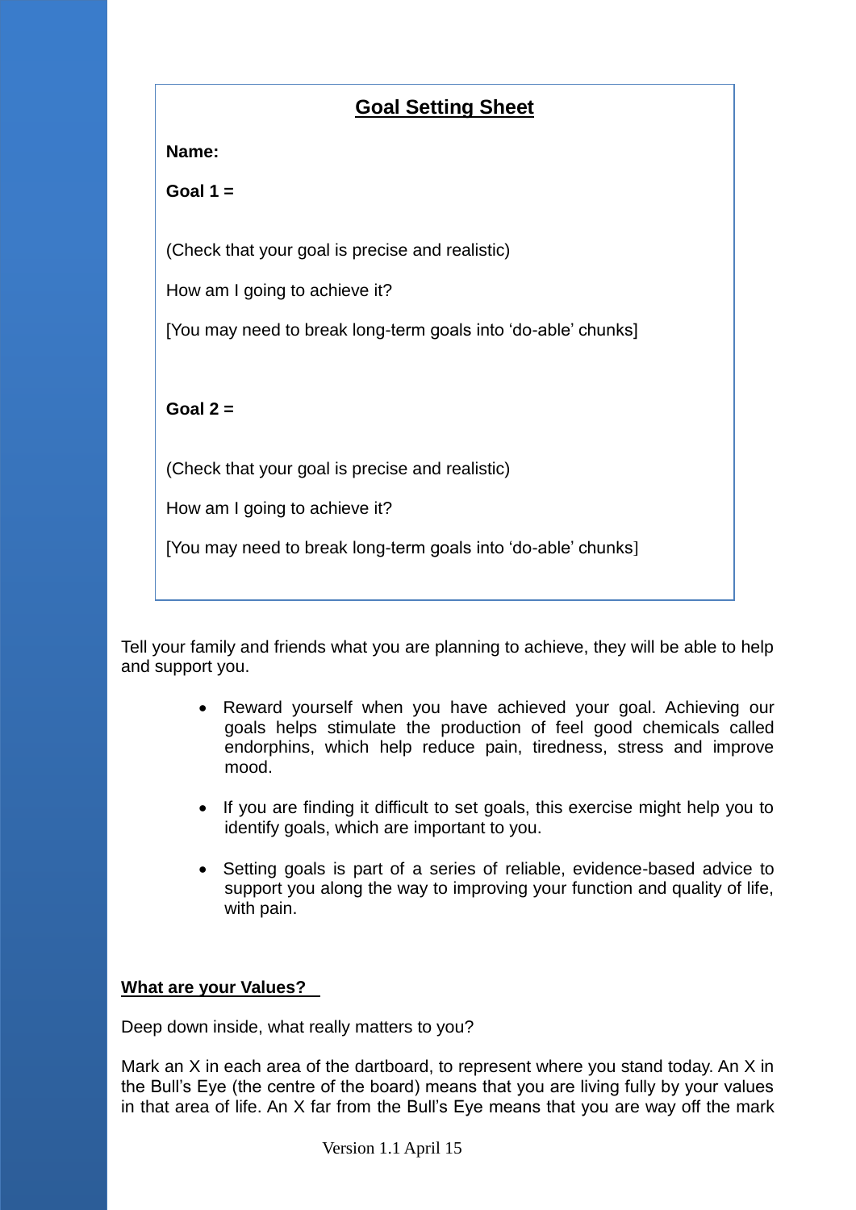## Goal Setting Sheet

**Name:**

**Goal 1 =**

(Check that your goal is precise and realistic)

How am I going to achieve it?

[You may need to break long-term goals into 'do-able' chunks]

**Goal 2 =**

(Check that your goal is precise and realistic)

How am I going to achieve it?

[You may need to break long-term goals into 'do-able' chunks]

Tell your family and friends what you are planning to achieve, they will be able to help and support you.

- Reward yourself when you have achieved your goal. Achieving our goals helps stimulate the production of feel good chemicals called endorphins, which help reduce pain, tiredness, stress and improve mood.
- If you are finding it difficult to set goals, this exercise might help you to identify goals, which are important to you.
- Setting goals is part of a series of reliable, evidence-based advice to support you along the way to improving your function and quality of life, with pain.

### What are your Values?

Deep down inside, what really matters to you?

Mark an X in each area of the dartboard, to represent where you stand today. An X in the Bull's Eye (the centre of the board) means that you are living fully by your values in that area of life. An X far from the Bull's Eye means that you are way off the mark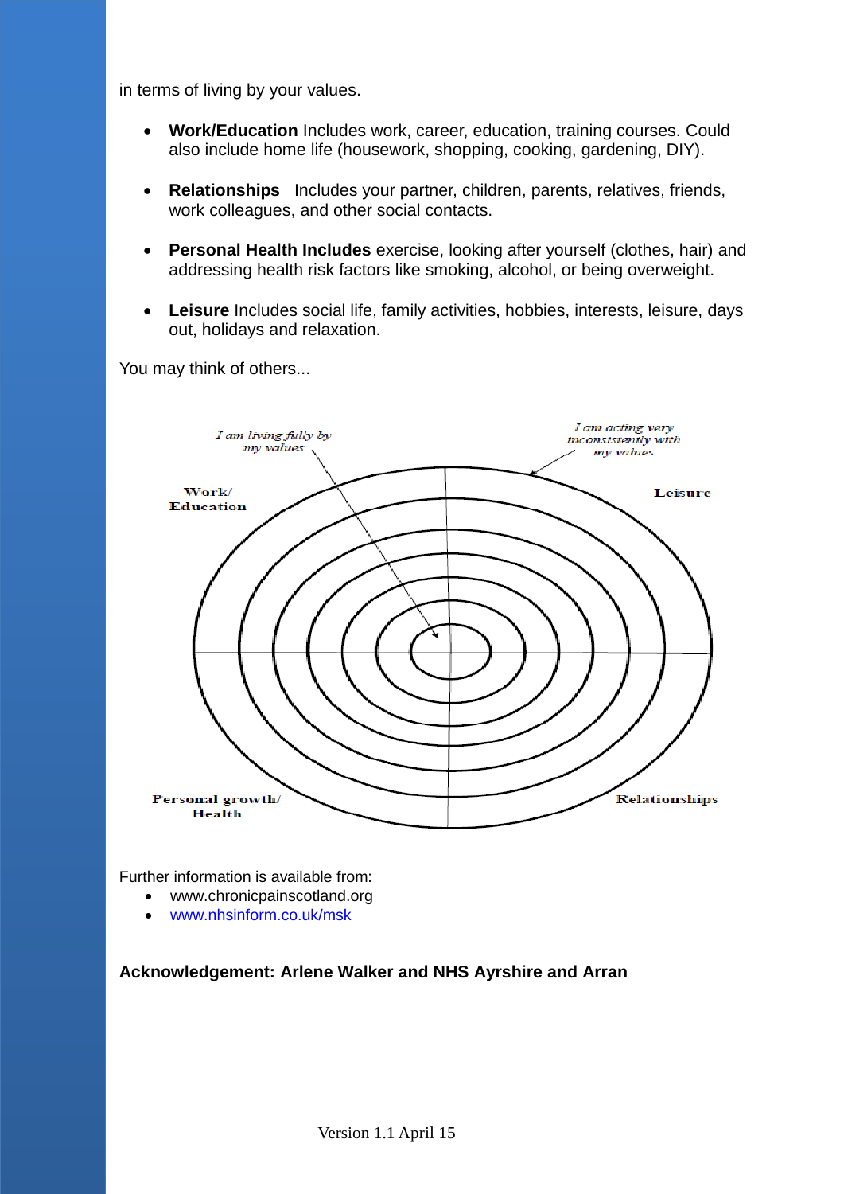in terms of living by your values.

- **Work/Education** Includes work, career, education, training courses. Could also include home life (housework, shopping, cooking, gardening, DIY).
- **Relationships** Includes your partner, children, parents, relatives, friends, work colleagues, and other social contacts.
- **Personal Health Includes** exercise, looking after yourself (clothes, hair) and addressing health risk factors like smoking, alcohol, or being overweight.
- **Leisure** Includes social life, family activities, hobbies, interests, leisure, days out, holidays and relaxation.

You may think of others...

*I am living fully by my values*

*I am acting very inconsistently with my values*

Work/ Education

Leisure

Personal growth/ Health

Relationships

Further information is available from:

- www.chronicpainscotland.org
- [www.nhsinform.co.uk/msk](http://www.nhsinform.co.uk/msk)

**Acknowledgement: Arlene Walker and NHS Ayrshire and Arran**

Version 1.1 April 15